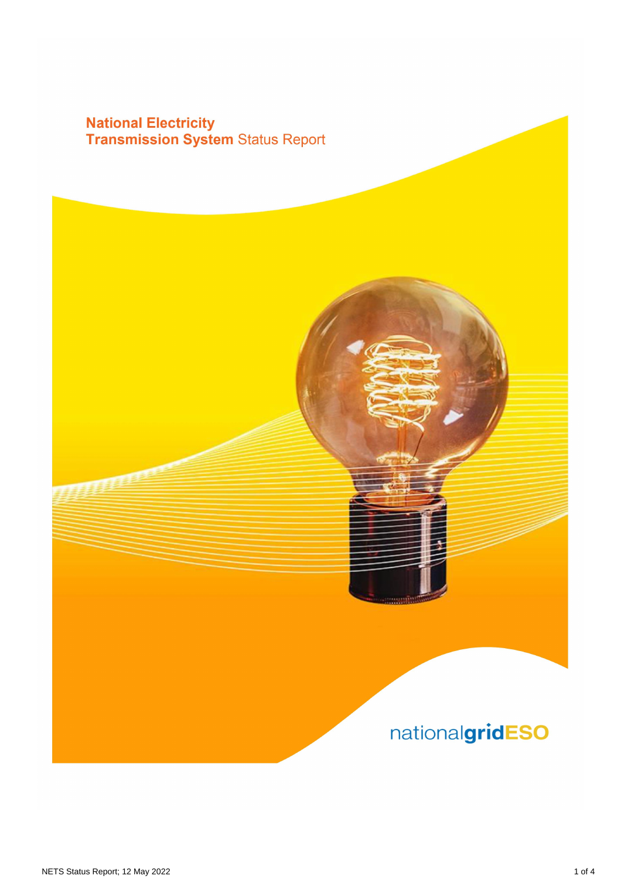# National Electricity Transmission System Status Report

nationalgridESO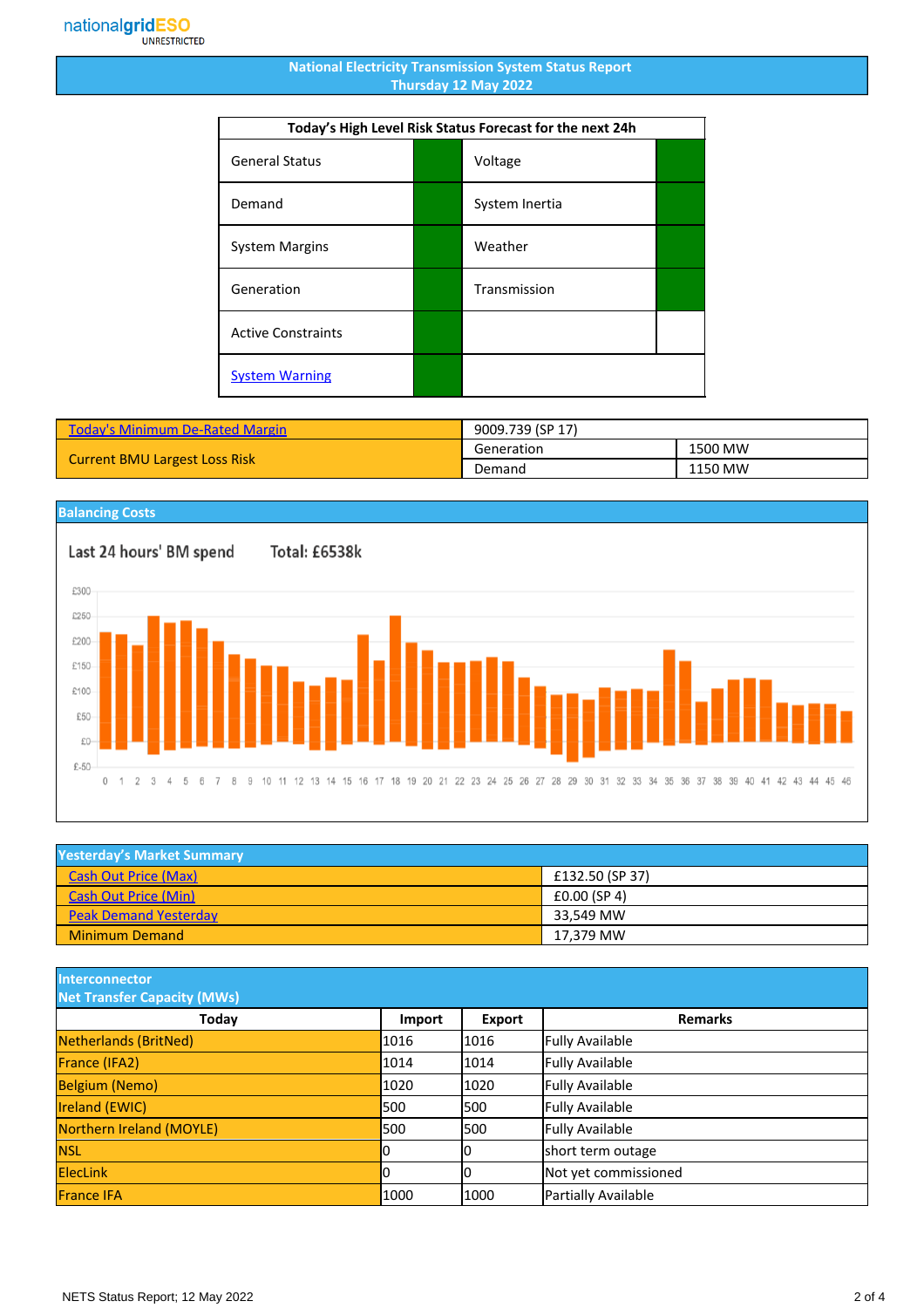# National Electricity Transmission System Status Report
## Thursday 12 May 2022

| Today's High Level Risk Status Forecast for the next 24h | | | |
|---|---|---|---|
| General Status | | Voltage | |
| Demand | | System Inertia | |
| System Margins | | Weather | |
| Generation | | Transmission | |
| Active Constraints | | | |
| System Warning | | | |

| | | |
|---|---|---|
| Today's Minimum De-Rated Margin | 9009.739 (SP 17) | |
| Current BMU Largest Loss Risk | Generation | 1500 MW |
| | Demand | 1150 MW |

## Balancing Costs

Last 24 hours' BM spend Total: £6538k

## Yesterday's Market Summary

| | |
|---|---|
| Cash Out Price (Max) | £132.50 (SP 37) |
| Cash Out Price (Min) | £0.00 (SP 4) |
| Peak Demand Yesterday | 33,549 MW |
| Minimum Demand | 17,379 MW |

## Interconnector Net Transfer Capacity (MWs)

| Today | Import | Export | Remarks |
|---|---|---|---|
| Netherlands (BritNed) | 1016 | 1016 | Fully Available |
| France (IFA2) | 1014 | 1014 | Fully Available |
| Belgium (Nemo) | 1020 | 1020 | Fully Available |
| Ireland (EWIC) | 500 | 500 | Fully Available |
| Northern Ireland (MOYLE) | 500 | 500 | Fully Available |
| NSL | 0 | 0 | short term outage |
| ElecLink | 0 | 0 | Not yet commissioned |
| France IFA | 1000 | 1000 | Partially Available |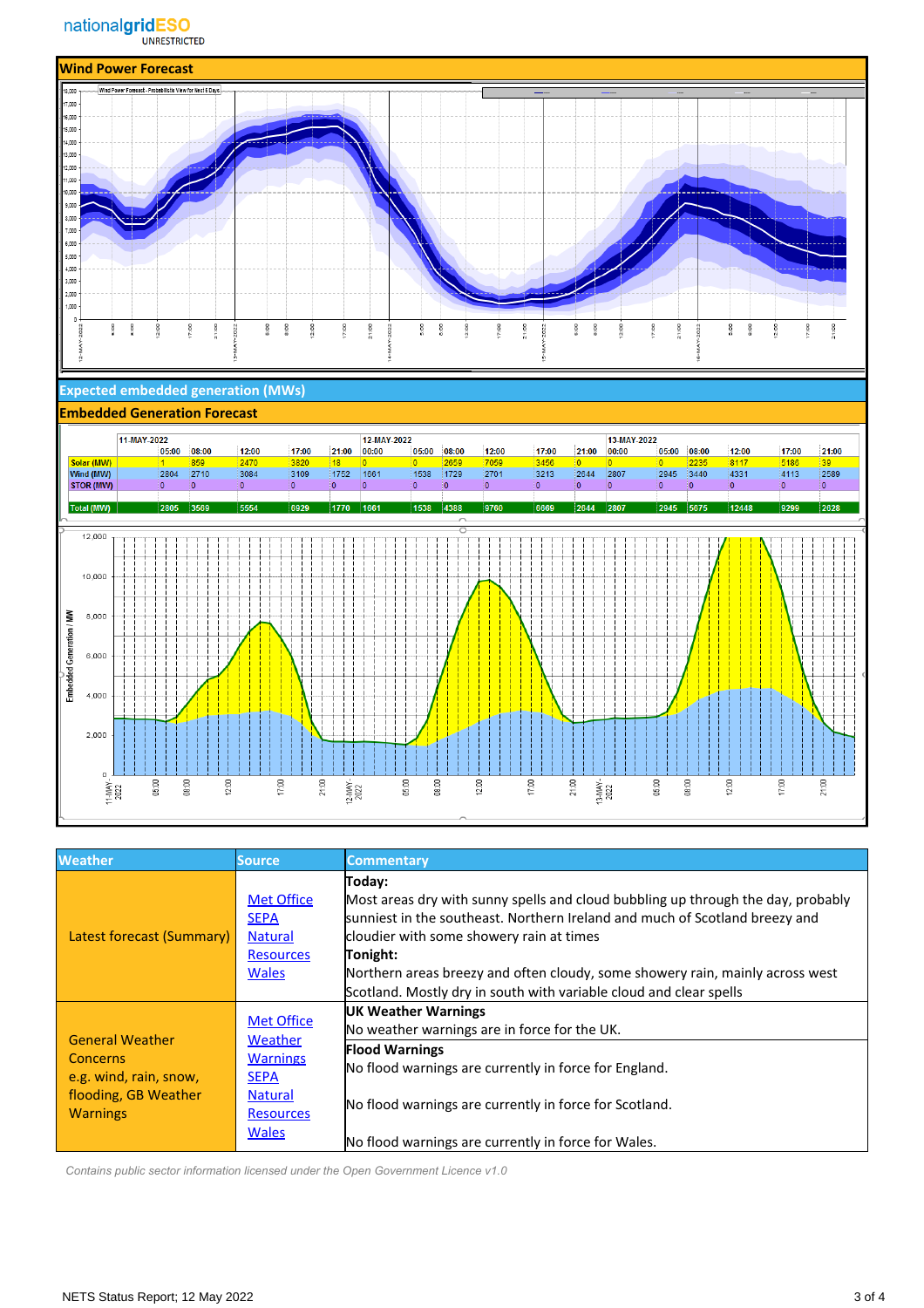## Wind Power Forecast

## Expected embedded generation (MWs)

## Embedded Generation Forecast

| | 11-MAY-2022 | | | | | 12-MAY-2022 | | | | | | 13-MAY-2022 | | | | | |
|---|---|---|---|---|---|---|---|---|---|---|---|---|---|---|---|---|---|
| | 05:00 | 08:00 | 12:00 | 17:00 | 21:00 | 00:00 | 05:00 | 08:00 | 12:00 | 17:00 | 21:00 | 00:00 | 05:00 | 08:00 | 12:00 | 17:00 | 21:00 |
| Solar (MW) | 1 | 859 | 2470 | 3820 | 18 | 0 | 0 | 2659 | 7059 | 3456 | 0 | 0 | 0 | 2235 | 8117 | 5186 | 39 |
| Wind (MW) | 2804 | 2710 | 3084 | 3109 | 1752 | 1661 | 1538 | 1729 | 2701 | 3213 | 2644 | 2807 | 2945 | 3440 | 4331 | 4113 | 2589 |
| STOR (MW) | 0 | 0 | 0 | 0 | 0 | 0 | 0 | 0 | 0 | 0 | 0 | 0 | 0 | 0 | 0 | 0 | 0 |
| Total (MW) | 2805 | 3569 | 5554 | 6929 | 1770 | 1661 | 1538 | 4388 | 9760 | 6669 | 2644 | 2807 | 2945 | 5675 | 12448 | 9299 | 2628 |

| Weather | Source | Commentary |
|---|---|---|
| Latest forecast (Summary) | Met Office<br>SEPA<br>Natural Resources Wales | **Today:**<br>Most areas dry with sunny spells and cloud bubbling up through the day, probably sunniest in the southeast. Northern Ireland and much of Scotland breezy and cloudier with some showery rain at times<br>**Tonight:**<br>Northern areas breezy and often cloudy, some showery rain, mainly across west Scotland. Mostly dry in south with variable cloud and clear spells |
| General Weather Concerns e.g. wind, rain, snow, flooding, GB Weather Warnings | Met Office Weather Warnings<br>SEPA<br>Natural Resources Wales | **UK Weather Warnings**<br>No weather warnings are in force for the UK.<br>**Flood Warnings**<br>No flood warnings are currently in force for England.<br>No flood warnings are currently in force for Scotland.<br>No flood warnings are currently in force for Wales. |

*Contains public sector information licensed under the Open Government Licence v1.0*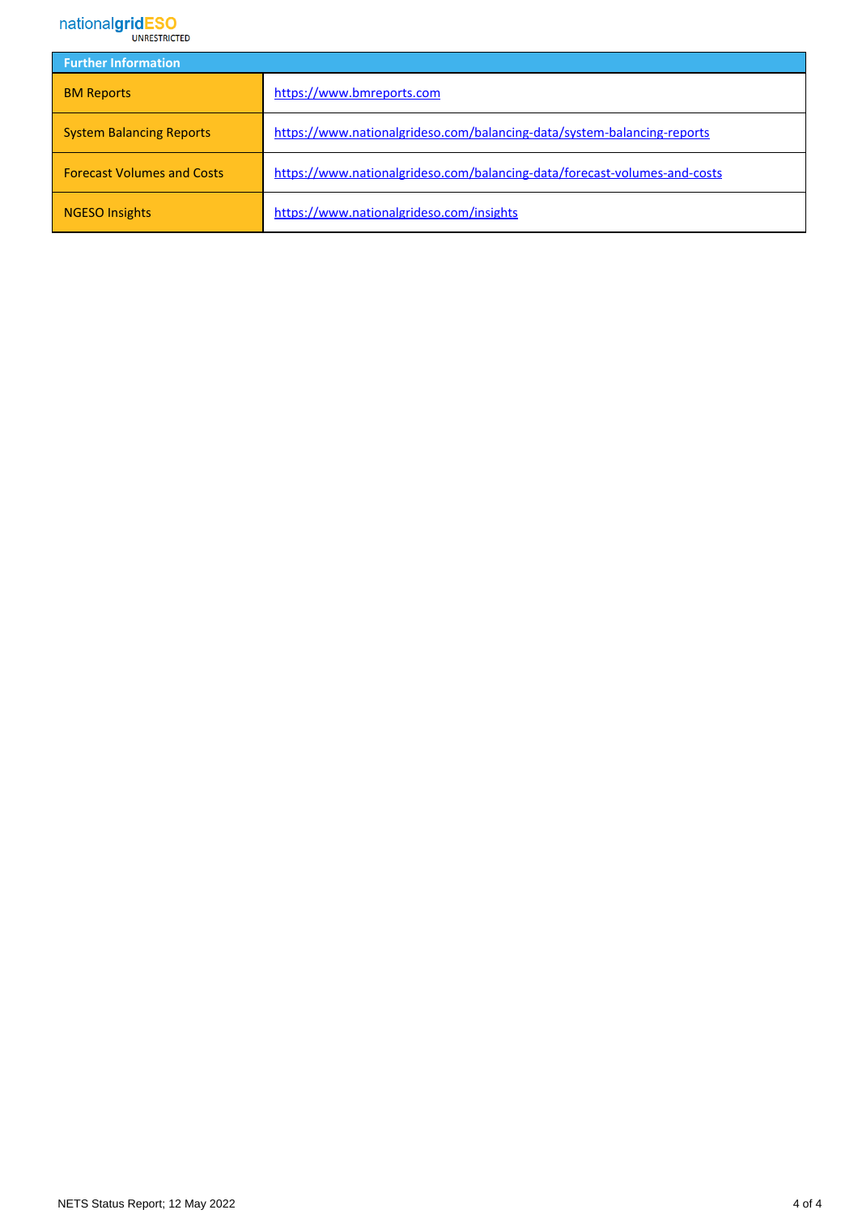| Further Information | |
|---|---|
| BM Reports | https://www.bmreports.com |
| System Balancing Reports | https://www.nationalgrideso.com/balancing-data/system-balancing-reports |
| Forecast Volumes and Costs | https://www.nationalgrideso.com/balancing-data/forecast-volumes-and-costs |
| NGESO Insights | https://www.nationalgrideso.com/insights |